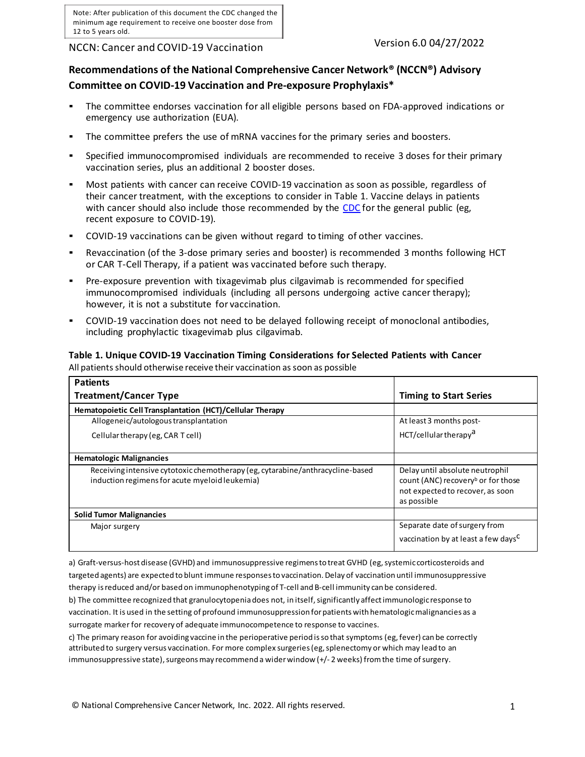Note: After publication of this document the CDC changed the minimum age requirement to receive one booster dose from 12 to 5 years old.

NCCN: Cancer and COVID-19 Vaccination

Version 6.0 04/27/2022

## Recommendations of the National Comprehensive Cancer Network® (NCCN®) Advisory Committee on COVID-19 Vaccination and Pre-exposure Prophylaxis*

- The committee endorses vaccination for all eligible persons based on FDA-approved indications or emergency use authorization (EUA).
- The committee prefers the use of mRNA vaccines for the primary series and boosters.
- Specified immunocompromised individuals are recommended to receive 3 doses for their primary vaccination series, plus an additional 2 booster doses.
- Most patients with cancer can receive COVID-19 vaccination as soon as possible, regardless of their cancer treatment, with the exceptions to consider in Table 1. Vaccine delays in patients with cancer should also include those recommended by the CDC for the general public (eg, recent exposure to COVID-19).
- COVID-19 vaccinations can be given without regard to timing of other vaccines.
- Revaccination (of the 3-dose primary series and booster) is recommended 3 months following HCT or CAR T-Cell Therapy, if a patient was vaccinated before such therapy.
- Pre-exposure prevention with tixagevimab plus cilgavimab is recommended for specified immunocompromised individuals (including all persons undergoing active cancer therapy); however, it is not a substitute for vaccination.
- COVID-19 vaccination does not need to be delayed following receipt of monoclonal antibodies, including prophylactic tixagevimab plus cilgavimab.

**Table 1. Unique COVID-19 Vaccination Timing Considerations for Selected Patients with Cancer**

All patients should otherwise receive their vaccination as soon as possible

| Patients<br>Treatment/Cancer Type | Timing to Start Series |
|---|---|
| **Hematopoietic Cell Transplantation (HCT)/Cellular Therapy** | |
| Allogeneic/autologous transplantation<br>Cellular therapy (eg, CAR T cell) | At least 3 months post-HCT/cellular therapy[a] |
| **Hematologic Malignancies** | |
| Receiving intensive cytotoxic chemotherapy (eg, cytarabine/anthracycline-based induction regimens for acute myeloid leukemia) | Delay until absolute neutrophil count (ANC) recovery[b] or for those not expected to recover, as soon as possible |
| **Solid Tumor Malignancies** | |
| Major surgery | Separate date of surgery from vaccination by at least a few days[c] |

a) Graft-versus-host disease (GVHD) and immunosuppressive regimens to treat GVHD (eg, systemic corticosteroids and targeted agents) are expected to blunt immune responses to vaccination. Delay of vaccination until immunosuppressive therapy is reduced and/or based on immunophenotyping of T-cell and B-cell immunity can be considered.

b) The committee recognized that granulocytopenia does not, in itself, significantly affect immunologic response to vaccination. It is used in the setting of profound immunosuppression for patients with hematologic malignancies as a surrogate marker for recovery of adequate immunocompetence to response to vaccines.

c) The primary reason for avoiding vaccine in the perioperative period is so that symptoms (eg, fever) can be correctly attributed to surgery versus vaccination. For more complex surgeries (eg, splenectomy or which may lead to an immunosuppressive state), surgeons may recommend a wider window (+/- 2 weeks) from the time of surgery.

© National Comprehensive Cancer Network, Inc. 2022. All rights reserved.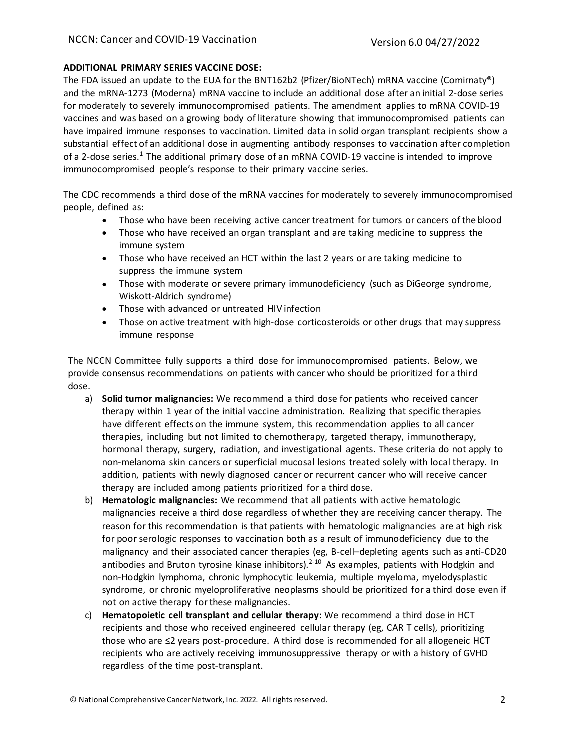**ADDITIONAL PRIMARY SERIES VACCINE DOSE:**

The FDA issued an update to the EUA for the BNT162b2 (Pfizer/BioNTech) mRNA vaccine (Comirnaty®) and the mRNA-1273 (Moderna) mRNA vaccine to include an additional dose after an initial 2-dose series for moderately to severely immunocompromised patients. The amendment applies to mRNA COVID-19 vaccines and was based on a growing body of literature showing that immunocompromised patients can have impaired immune responses to vaccination. Limited data in solid organ transplant recipients show a substantial effect of an additional dose in augmenting antibody responses to vaccination after completion of a 2-dose series.[1] The additional primary dose of an mRNA COVID-19 vaccine is intended to improve immunocompromised people's response to their primary vaccine series.

The CDC recommends a third dose of the mRNA vaccines for moderately to severely immunocompromised people, defined as:

- Those who have been receiving active cancer treatment for tumors or cancers of the blood
- Those who have received an organ transplant and are taking medicine to suppress the immune system
- Those who have received an HCT within the last 2 years or are taking medicine to suppress the immune system
- Those with moderate or severe primary immunodeficiency (such as DiGeorge syndrome, Wiskott-Aldrich syndrome)
- Those with advanced or untreated HIV infection
- Those on active treatment with high-dose corticosteroids or other drugs that may suppress immune response

The NCCN Committee fully supports a third dose for immunocompromised patients. Below, we provide consensus recommendations on patients with cancer who should be prioritized for a third dose.

a) **Solid tumor malignancies:** We recommend a third dose for patients who received cancer therapy within 1 year of the initial vaccine administration. Realizing that specific therapies have different effects on the immune system, this recommendation applies to all cancer therapies, including but not limited to chemotherapy, targeted therapy, immunotherapy, hormonal therapy, surgery, radiation, and investigational agents. These criteria do not apply to non-melanoma skin cancers or superficial mucosal lesions treated solely with local therapy. In addition, patients with newly diagnosed cancer or recurrent cancer who will receive cancer therapy are included among patients prioritized for a third dose.

b) **Hematologic malignancies:** We recommend that all patients with active hematologic malignancies receive a third dose regardless of whether they are receiving cancer therapy. The reason for this recommendation is that patients with hematologic malignancies are at high risk for poor serologic responses to vaccination both as a result of immunodeficiency due to the malignancy and their associated cancer therapies (eg, B-cell–depleting agents such as anti-CD20 antibodies and Bruton tyrosine kinase inhibitors).[2-10] As examples, patients with Hodgkin and non-Hodgkin lymphoma, chronic lymphocytic leukemia, multiple myeloma, myelodysplastic syndrome, or chronic myeloproliferative neoplasms should be prioritized for a third dose even if not on active therapy for these malignancies.

c) **Hematopoietic cell transplant and cellular therapy:** We recommend a third dose in HCT recipients and those who received engineered cellular therapy (eg, CAR T cells), prioritizing those who are ≤2 years post-procedure. A third dose is recommended for all allogeneic HCT recipients who are actively receiving immunosuppressive therapy or with a history of GVHD regardless of the time post-transplant.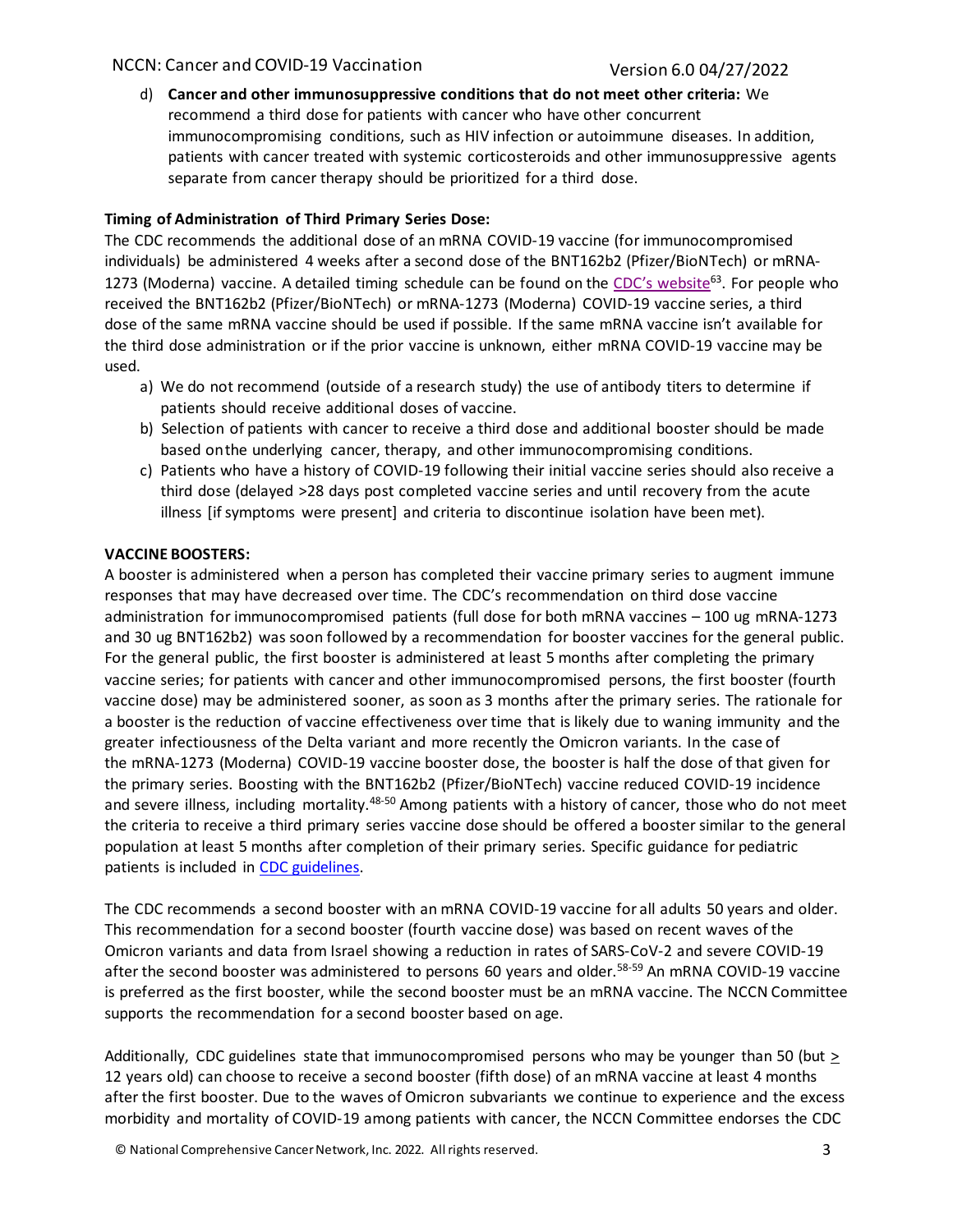d) **Cancer and other immunosuppressive conditions that do not meet other criteria:** We recommend a third dose for patients with cancer who have other concurrent immunocompromising conditions, such as HIV infection or autoimmune diseases. In addition, patients with cancer treated with systemic corticosteroids and other immunosuppressive agents separate from cancer therapy should be prioritized for a third dose.

**Timing of Administration of Third Primary Series Dose:**

The CDC recommends the additional dose of an mRNA COVID-19 vaccine (for immunocompromised individuals) be administered 4 weeks after a second dose of the BNT162b2 (Pfizer/BioNTech) or mRNA-1273 (Moderna) vaccine. A detailed timing schedule can be found on the CDC's website[63]. For people who received the BNT162b2 (Pfizer/BioNTech) or mRNA-1273 (Moderna) COVID-19 vaccine series, a third dose of the same mRNA vaccine should be used if possible. If the same mRNA vaccine isn't available for the third dose administration or if the prior vaccine is unknown, either mRNA COVID-19 vaccine may be used.

a) We do not recommend (outside of a research study) the use of antibody titers to determine if patients should receive additional doses of vaccine.
b) Selection of patients with cancer to receive a third dose and additional booster should be made based on the underlying cancer, therapy, and other immunocompromising conditions.
c) Patients who have a history of COVID-19 following their initial vaccine series should also receive a third dose (delayed >28 days post completed vaccine series and until recovery from the acute illness [if symptoms were present] and criteria to discontinue isolation have been met).

**VACCINE BOOSTERS:**

A booster is administered when a person has completed their vaccine primary series to augment immune responses that may have decreased over time. The CDC's recommendation on third dose vaccine administration for immunocompromised patients (full dose for both mRNA vaccines – 100 ug mRNA-1273 and 30 ug BNT162b2) was soon followed by a recommendation for booster vaccines for the general public. For the general public, the first booster is administered at least 5 months after completing the primary vaccine series; for patients with cancer and other immunocompromised persons, the first booster (fourth vaccine dose) may be administered sooner, as soon as 3 months after the primary series. The rationale for a booster is the reduction of vaccine effectiveness over time that is likely due to waning immunity and the greater infectiousness of the Delta variant and more recently the Omicron variants. In the case of the mRNA-1273 (Moderna) COVID-19 vaccine booster dose, the booster is half the dose of that given for the primary series. Boosting with the BNT162b2 (Pfizer/BioNTech) vaccine reduced COVID-19 incidence and severe illness, including mortality.[48-50] Among patients with a history of cancer, those who do not meet the criteria to receive a third primary series vaccine dose should be offered a booster similar to the general population at least 5 months after completion of their primary series. Specific guidance for pediatric patients is included in CDC guidelines.

The CDC recommends a second booster with an mRNA COVID-19 vaccine for all adults 50 years and older. This recommendation for a second booster (fourth vaccine dose) was based on recent waves of the Omicron variants and data from Israel showing a reduction in rates of SARS-CoV-2 and severe COVID-19 after the second booster was administered to persons 60 years and older.[58-59] An mRNA COVID-19 vaccine is preferred as the first booster, while the second booster must be an mRNA vaccine. The NCCN Committee supports the recommendation for a second booster based on age.

Additionally, CDC guidelines state that immunocompromised persons who may be younger than 50 (but ≥ 12 years old) can choose to receive a second booster (fifth dose) of an mRNA vaccine at least 4 months after the first booster. Due to the waves of Omicron subvariants we continue to experience and the excess morbidity and mortality of COVID-19 among patients with cancer, the NCCN Committee endorses the CDC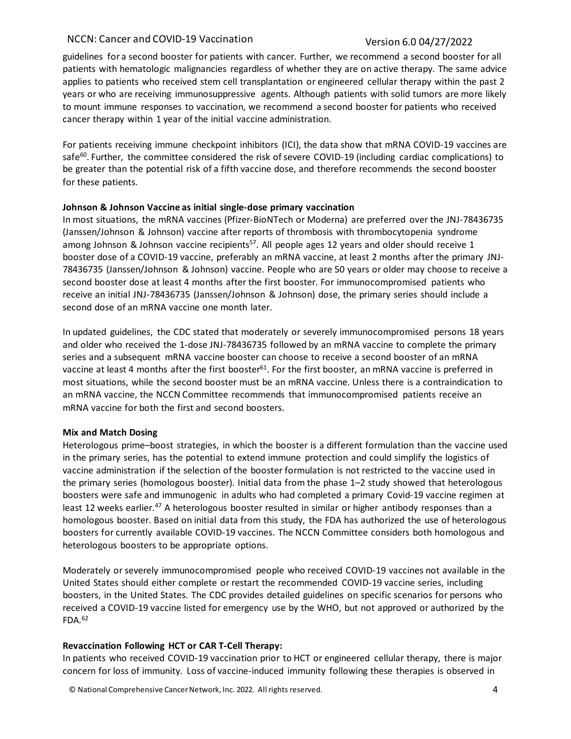guidelines for a second booster for patients with cancer. Further, we recommend a second booster for all patients with hematologic malignancies regardless of whether they are on active therapy. The same advice applies to patients who received stem cell transplantation or engineered cellular therapy within the past 2 years or who are receiving immunosuppressive agents. Although patients with solid tumors are more likely to mount immune responses to vaccination, we recommend a second booster for patients who received cancer therapy within 1 year of the initial vaccine administration.

For patients receiving immune checkpoint inhibitors (ICI), the data show that mRNA COVID-19 vaccines are safe[60]. Further, the committee considered the risk of severe COVID-19 (including cardiac complications) to be greater than the potential risk of a fifth vaccine dose, and therefore recommends the second booster for these patients.

**Johnson & Johnson Vaccine as initial single-dose primary vaccination**

In most situations, the mRNA vaccines (Pfizer-BioNTech or Moderna) are preferred over the JNJ-78436735 (Janssen/Johnson & Johnson) vaccine after reports of thrombosis with thrombocytopenia syndrome among Johnson & Johnson vaccine recipients[57]. All people ages 12 years and older should receive 1 booster dose of a COVID-19 vaccine, preferably an mRNA vaccine, at least 2 months after the primary JNJ-78436735 (Janssen/Johnson & Johnson) vaccine. People who are 50 years or older may choose to receive a second booster dose at least 4 months after the first booster. For immunocompromised patients who receive an initial JNJ-78436735 (Janssen/Johnson & Johnson) dose, the primary series should include a second dose of an mRNA vaccine one month later.

In updated guidelines, the CDC stated that moderately or severely immunocompromised persons 18 years and older who received the 1-dose JNJ-78436735 followed by an mRNA vaccine to complete the primary series and a subsequent mRNA vaccine booster can choose to receive a second booster of an mRNA vaccine at least 4 months after the first booster[61]. For the first booster, an mRNA vaccine is preferred in most situations, while the second booster must be an mRNA vaccine. Unless there is a contraindication to an mRNA vaccine, the NCCN Committee recommends that immunocompromised patients receive an mRNA vaccine for both the first and second boosters.

**Mix and Match Dosing**

Heterologous prime–boost strategies, in which the booster is a different formulation than the vaccine used in the primary series, has the potential to extend immune protection and could simplify the logistics of vaccine administration if the selection of the booster formulation is not restricted to the vaccine used in the primary series (homologous booster). Initial data from the phase 1–2 study showed that heterologous boosters were safe and immunogenic in adults who had completed a primary Covid-19 vaccine regimen at least 12 weeks earlier.[47] A heterologous booster resulted in similar or higher antibody responses than a homologous booster. Based on initial data from this study, the FDA has authorized the use of heterologous boosters for currently available COVID-19 vaccines. The NCCN Committee considers both homologous and heterologous boosters to be appropriate options.

Moderately or severely immunocompromised people who received COVID-19 vaccines not available in the United States should either complete or restart the recommended COVID-19 vaccine series, including boosters, in the United States. The CDC provides detailed guidelines on specific scenarios for persons who received a COVID-19 vaccine listed for emergency use by the WHO, but not approved or authorized by the FDA.[62]

**Revaccination Following HCT or CAR T-Cell Therapy:**

In patients who received COVID-19 vaccination prior to HCT or engineered cellular therapy, there is major concern for loss of immunity. Loss of vaccine-induced immunity following these therapies is observed in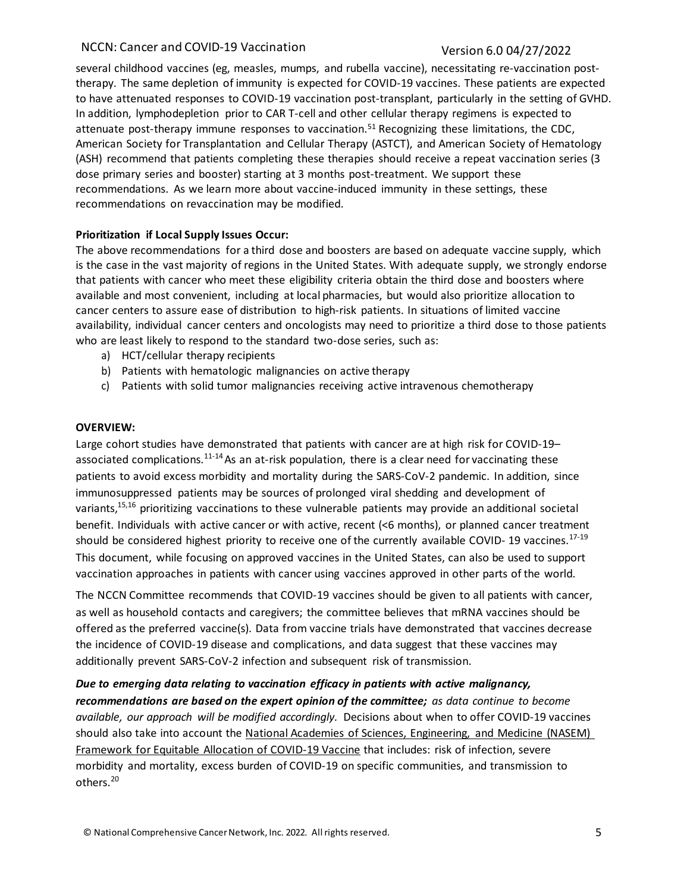several childhood vaccines (eg, measles, mumps, and rubella vaccine), necessitating re-vaccination post-therapy. The same depletion of immunity is expected for COVID-19 vaccines. These patients are expected to have attenuated responses to COVID-19 vaccination post-transplant, particularly in the setting of GVHD. In addition, lymphodepletion prior to CAR T-cell and other cellular therapy regimens is expected to attenuate post-therapy immune responses to vaccination.[51] Recognizing these limitations, the CDC, American Society for Transplantation and Cellular Therapy (ASTCT), and American Society of Hematology (ASH) recommend that patients completing these therapies should receive a repeat vaccination series (3 dose primary series and booster) starting at 3 months post-treatment. We support these recommendations. As we learn more about vaccine-induced immunity in these settings, these recommendations on revaccination may be modified.

**Prioritization if Local Supply Issues Occur:**

The above recommendations for a third dose and boosters are based on adequate vaccine supply, which is the case in the vast majority of regions in the United States. With adequate supply, we strongly endorse that patients with cancer who meet these eligibility criteria obtain the third dose and boosters where available and most convenient, including at local pharmacies, but would also prioritize allocation to cancer centers to assure ease of distribution to high-risk patients. In situations of limited vaccine availability, individual cancer centers and oncologists may need to prioritize a third dose to those patients who are least likely to respond to the standard two-dose series, such as:

a) HCT/cellular therapy recipients
b) Patients with hematologic malignancies on active therapy
c) Patients with solid tumor malignancies receiving active intravenous chemotherapy

**OVERVIEW:**

Large cohort studies have demonstrated that patients with cancer are at high risk for COVID-19–associated complications.[11-14] As an at-risk population, there is a clear need for vaccinating these patients to avoid excess morbidity and mortality during the SARS-CoV-2 pandemic. In addition, since immunosuppressed patients may be sources of prolonged viral shedding and development of variants,[15,16] prioritizing vaccinations to these vulnerable patients may provide an additional societal benefit. Individuals with active cancer or with active, recent (<6 months), or planned cancer treatment should be considered highest priority to receive one of the currently available COVID- 19 vaccines.[17-19] This document, while focusing on approved vaccines in the United States, can also be used to support vaccination approaches in patients with cancer using vaccines approved in other parts of the world.

The NCCN Committee recommends that COVID-19 vaccines should be given to all patients with cancer, as well as household contacts and caregivers; the committee believes that mRNA vaccines should be offered as the preferred vaccine(s). Data from vaccine trials have demonstrated that vaccines decrease the incidence of COVID-19 disease and complications, and data suggest that these vaccines may additionally prevent SARS-CoV-2 infection and subsequent risk of transmission.

***Due to emerging data relating to vaccination efficacy in patients with active malignancy, recommendations are based on the expert opinion of the committee;*** *as data continue to become available, our approach will be modified accordingly.* Decisions about when to offer COVID-19 vaccines should also take into account the National Academies of Sciences, Engineering, and Medicine (NASEM) Framework for Equitable Allocation of COVID-19 Vaccine that includes: risk of infection, severe morbidity and mortality, excess burden of COVID-19 on specific communities, and transmission to others.[20]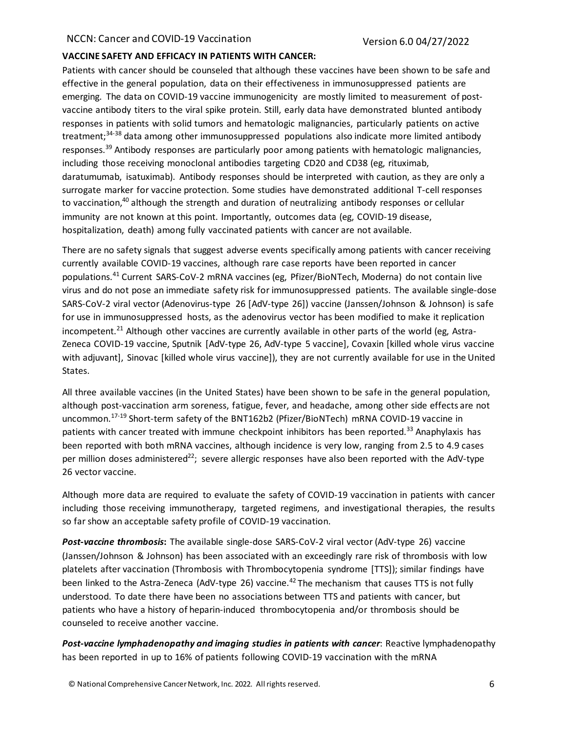**VACCINE SAFETY AND EFFICACY IN PATIENTS WITH CANCER:**

Patients with cancer should be counseled that although these vaccines have been shown to be safe and effective in the general population, data on their effectiveness in immunosuppressed patients are emerging. The data on COVID-19 vaccine immunogenicity are mostly limited to measurement of post-vaccine antibody titers to the viral spike protein. Still, early data have demonstrated blunted antibody responses in patients with solid tumors and hematologic malignancies, particularly patients on active treatment;[34-38] data among other immunosuppressed populations also indicate more limited antibody responses.[39] Antibody responses are particularly poor among patients with hematologic malignancies, including those receiving monoclonal antibodies targeting CD20 and CD38 (eg, rituximab, daratumumab, isatuximab). Antibody responses should be interpreted with caution, as they are only a surrogate marker for vaccine protection. Some studies have demonstrated additional T-cell responses to vaccination,[40] although the strength and duration of neutralizing antibody responses or cellular immunity are not known at this point. Importantly, outcomes data (eg, COVID-19 disease, hospitalization, death) among fully vaccinated patients with cancer are not available.

There are no safety signals that suggest adverse events specifically among patients with cancer receiving currently available COVID-19 vaccines, although rare case reports have been reported in cancer populations.[41] Current SARS-CoV-2 mRNA vaccines (eg, Pfizer/BioNTech, Moderna) do not contain live virus and do not pose an immediate safety risk for immunosuppressed patients. The available single-dose SARS-CoV-2 viral vector (Adenovirus-type 26 [AdV-type 26]) vaccine (Janssen/Johnson & Johnson) is safe for use in immunosuppressed hosts, as the adenovirus vector has been modified to make it replication incompetent.[21] Although other vaccines are currently available in other parts of the world (eg, Astra-Zeneca COVID-19 vaccine, Sputnik [AdV-type 26, AdV-type 5 vaccine], Covaxin [killed whole virus vaccine with adjuvant], Sinovac [killed whole virus vaccine]), they are not currently available for use in the United States.

All three available vaccines (in the United States) have been shown to be safe in the general population, although post-vaccination arm soreness, fatigue, fever, and headache, among other side effects are not uncommon.[17-19] Short-term safety of the BNT162b2 (Pfizer/BioNTech) mRNA COVID-19 vaccine in patients with cancer treated with immune checkpoint inhibitors has been reported.[33] Anaphylaxis has been reported with both mRNA vaccines, although incidence is very low, ranging from 2.5 to 4.9 cases per million doses administered[22]; severe allergic responses have also been reported with the AdV-type 26 vector vaccine.

Although more data are required to evaluate the safety of COVID-19 vaccination in patients with cancer including those receiving immunotherapy, targeted regimens, and investigational therapies, the results so far show an acceptable safety profile of COVID-19 vaccination.

***Post-vaccine thrombosis*****:** The available single-dose SARS-CoV-2 viral vector (AdV-type 26) vaccine (Janssen/Johnson & Johnson) has been associated with an exceedingly rare risk of thrombosis with low platelets after vaccination (Thrombosis with Thrombocytopenia syndrome [TTS]); similar findings have been linked to the Astra-Zeneca (AdV-type 26) vaccine.[42] The mechanism that causes TTS is not fully understood. To date there have been no associations between TTS and patients with cancer, but patients who have a history of heparin-induced thrombocytopenia and/or thrombosis should be counseled to receive another vaccine.

***Post-vaccine lymphadenopathy and imaging studies in patients with cancer***: Reactive lymphadenopathy has been reported in up to 16% of patients following COVID-19 vaccination with the mRNA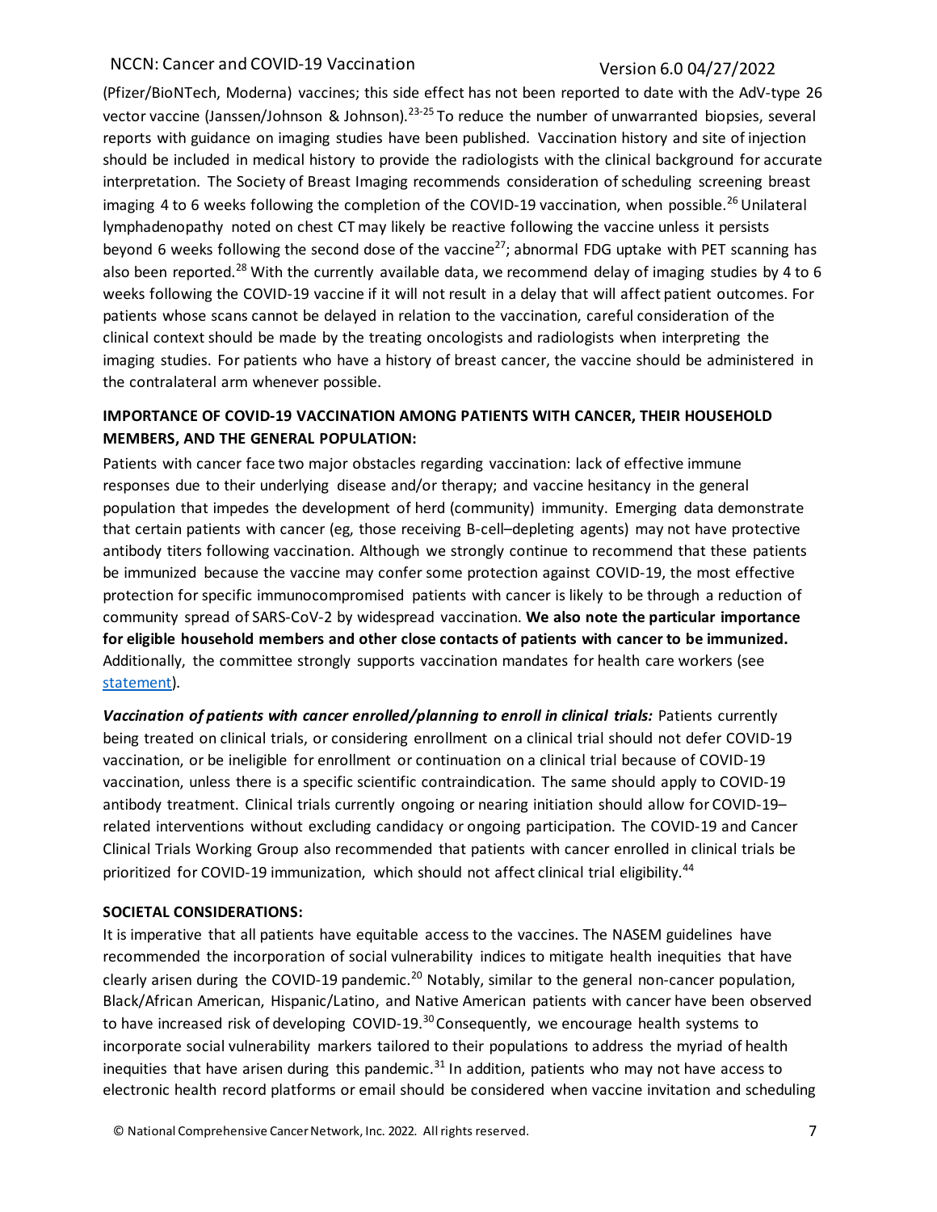(Pfizer/BioNTech, Moderna) vaccines; this side effect has not been reported to date with the AdV-type 26 vector vaccine (Janssen/Johnson & Johnson).[23-25] To reduce the number of unwarranted biopsies, several reports with guidance on imaging studies have been published. Vaccination history and site of injection should be included in medical history to provide the radiologists with the clinical background for accurate interpretation. The Society of Breast Imaging recommends consideration of scheduling screening breast imaging 4 to 6 weeks following the completion of the COVID-19 vaccination, when possible.[26] Unilateral lymphadenopathy noted on chest CT may likely be reactive following the vaccine unless it persists beyond 6 weeks following the second dose of the vaccine[27]; abnormal FDG uptake with PET scanning has also been reported.[28] With the currently available data, we recommend delay of imaging studies by 4 to 6 weeks following the COVID-19 vaccine if it will not result in a delay that will affect patient outcomes. For patients whose scans cannot be delayed in relation to the vaccination, careful consideration of the clinical context should be made by the treating oncologists and radiologists when interpreting the imaging studies. For patients who have a history of breast cancer, the vaccine should be administered in the contralateral arm whenever possible.

**IMPORTANCE OF COVID-19 VACCINATION AMONG PATIENTS WITH CANCER, THEIR HOUSEHOLD MEMBERS, AND THE GENERAL POPULATION:**

Patients with cancer face two major obstacles regarding vaccination: lack of effective immune responses due to their underlying disease and/or therapy; and vaccine hesitancy in the general population that impedes the development of herd (community) immunity. Emerging data demonstrate that certain patients with cancer (eg, those receiving B-cell–depleting agents) may not have protective antibody titers following vaccination. Although we strongly continue to recommend that these patients be immunized because the vaccine may confer some protection against COVID-19, the most effective protection for specific immunocompromised patients with cancer is likely to be through a reduction of community spread of SARS-CoV-2 by widespread vaccination. **We also note the particular importance for eligible household members and other close contacts of patients with cancer to be immunized.** Additionally, the committee strongly supports vaccination mandates for health care workers (see statement).

***Vaccination of patients with cancer enrolled/planning to enroll in clinical trials:*** Patients currently being treated on clinical trials, or considering enrollment on a clinical trial should not defer COVID-19 vaccination, or be ineligible for enrollment or continuation on a clinical trial because of COVID-19 vaccination, unless there is a specific scientific contraindication. The same should apply to COVID-19 antibody treatment. Clinical trials currently ongoing or nearing initiation should allow for COVID-19–related interventions without excluding candidacy or ongoing participation. The COVID-19 and Cancer Clinical Trials Working Group also recommended that patients with cancer enrolled in clinical trials be prioritized for COVID-19 immunization, which should not affect clinical trial eligibility.[44]

**SOCIETAL CONSIDERATIONS:**

It is imperative that all patients have equitable access to the vaccines. The NASEM guidelines have recommended the incorporation of social vulnerability indices to mitigate health inequities that have clearly arisen during the COVID-19 pandemic.[20] Notably, similar to the general non-cancer population, Black/African American, Hispanic/Latino, and Native American patients with cancer have been observed to have increased risk of developing COVID-19.[30] Consequently, we encourage health systems to incorporate social vulnerability markers tailored to their populations to address the myriad of health inequities that have arisen during this pandemic.[31] In addition, patients who may not have access to electronic health record platforms or email should be considered when vaccine invitation and scheduling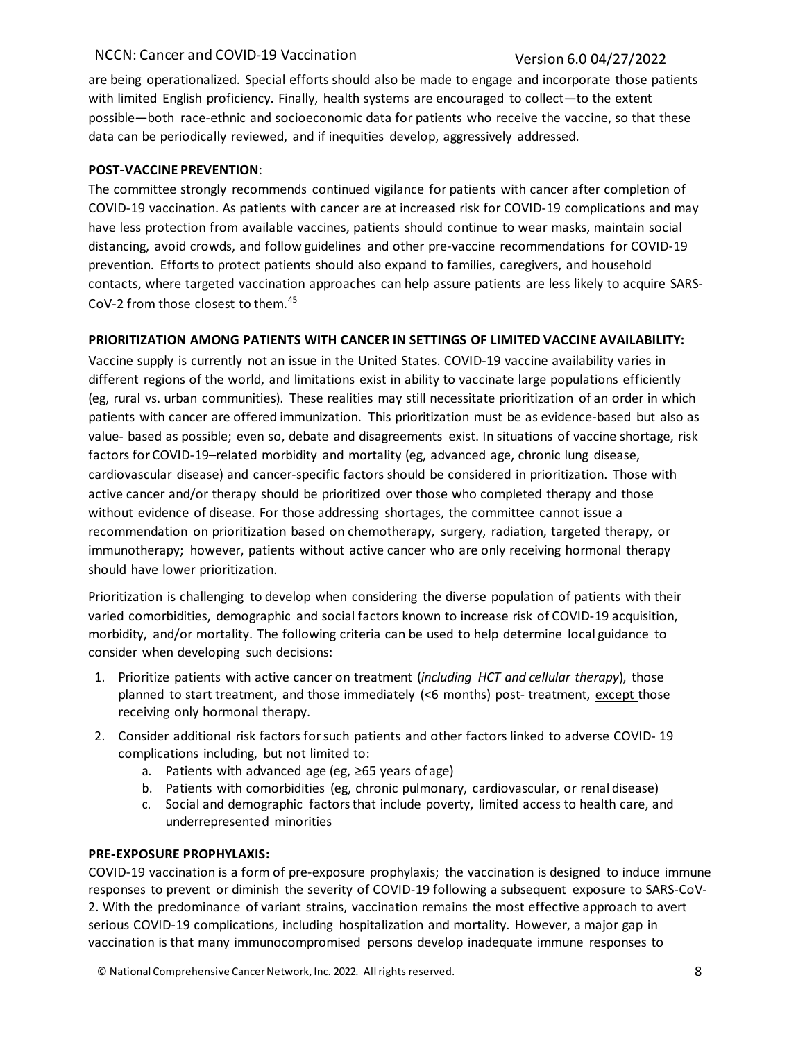are being operationalized. Special efforts should also be made to engage and incorporate those patients with limited English proficiency. Finally, health systems are encouraged to collect—to the extent possible—both race-ethnic and socioeconomic data for patients who receive the vaccine, so that these data can be periodically reviewed, and if inequities develop, aggressively addressed.

**POST-VACCINE PREVENTION**:

The committee strongly recommends continued vigilance for patients with cancer after completion of COVID-19 vaccination. As patients with cancer are at increased risk for COVID-19 complications and may have less protection from available vaccines, patients should continue to wear masks, maintain social distancing, avoid crowds, and follow guidelines and other pre-vaccine recommendations for COVID-19 prevention. Efforts to protect patients should also expand to families, caregivers, and household contacts, where targeted vaccination approaches can help assure patients are less likely to acquire SARS-CoV-2 from those closest to them.[45]

**PRIORITIZATION AMONG PATIENTS WITH CANCER IN SETTINGS OF LIMITED VACCINE AVAILABILITY:**

Vaccine supply is currently not an issue in the United States. COVID-19 vaccine availability varies in different regions of the world, and limitations exist in ability to vaccinate large populations efficiently (eg, rural vs. urban communities). These realities may still necessitate prioritization of an order in which patients with cancer are offered immunization. This prioritization must be as evidence-based but also as value- based as possible; even so, debate and disagreements exist. In situations of vaccine shortage, risk factors for COVID-19–related morbidity and mortality (eg, advanced age, chronic lung disease, cardiovascular disease) and cancer-specific factors should be considered in prioritization. Those with active cancer and/or therapy should be prioritized over those who completed therapy and those without evidence of disease. For those addressing shortages, the committee cannot issue a recommendation on prioritization based on chemotherapy, surgery, radiation, targeted therapy, or immunotherapy; however, patients without active cancer who are only receiving hormonal therapy should have lower prioritization.

Prioritization is challenging to develop when considering the diverse population of patients with their varied comorbidities, demographic and social factors known to increase risk of COVID-19 acquisition, morbidity, and/or mortality. The following criteria can be used to help determine local guidance to consider when developing such decisions:

1. Prioritize patients with active cancer on treatment (*including HCT and cellular therapy*), those planned to start treatment, and those immediately (<6 months) post- treatment, <u>except</u> those receiving only hormonal therapy.
2. Consider additional risk factors for such patients and other factors linked to adverse COVID- 19 complications including, but not limited to:
   a. Patients with advanced age (eg, ≥65 years of age)
   b. Patients with comorbidities (eg, chronic pulmonary, cardiovascular, or renal disease)
   c. Social and demographic factors that include poverty, limited access to health care, and underrepresented minorities

**PRE-EXPOSURE PROPHYLAXIS:**

COVID-19 vaccination is a form of pre-exposure prophylaxis; the vaccination is designed to induce immune responses to prevent or diminish the severity of COVID-19 following a subsequent exposure to SARS-CoV-2. With the predominance of variant strains, vaccination remains the most effective approach to avert serious COVID-19 complications, including hospitalization and mortality. However, a major gap in vaccination is that many immunocompromised persons develop inadequate immune responses to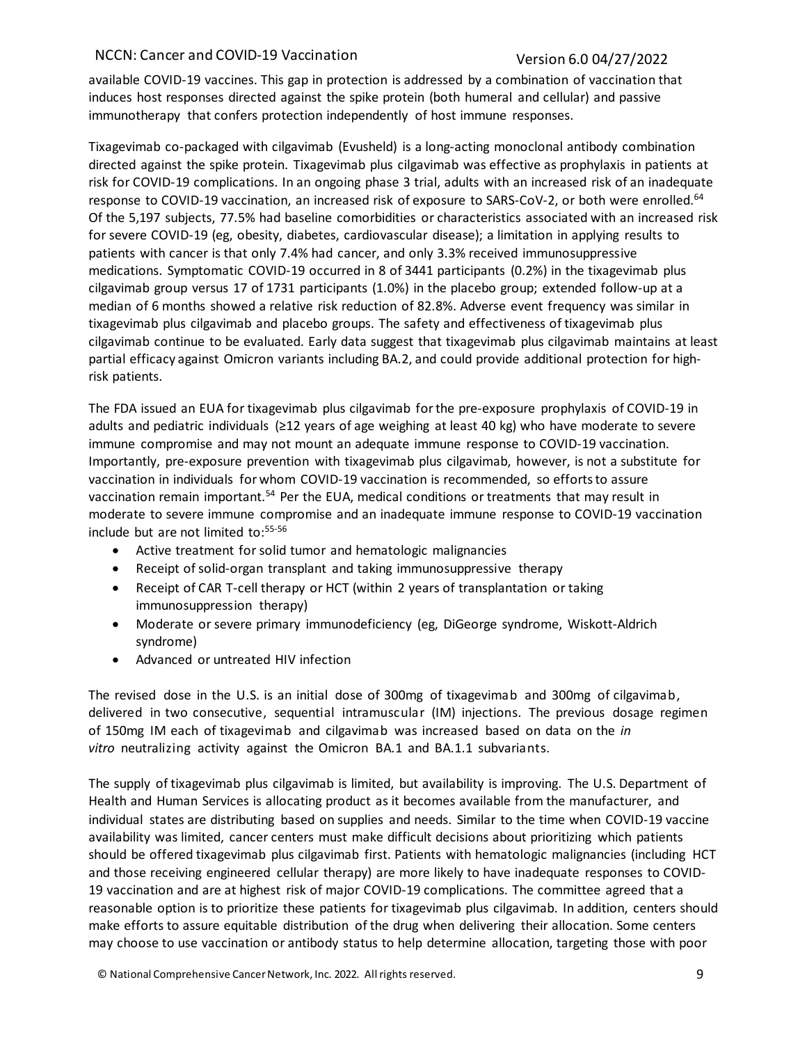available COVID-19 vaccines. This gap in protection is addressed by a combination of vaccination that induces host responses directed against the spike protein (both humeral and cellular) and passive immunotherapy that confers protection independently of host immune responses.

Tixagevimab co-packaged with cilgavimab (Evusheld) is a long-acting monoclonal antibody combination directed against the spike protein. Tixagevimab plus cilgavimab was effective as prophylaxis in patients at risk for COVID-19 complications. In an ongoing phase 3 trial, adults with an increased risk of an inadequate response to COVID-19 vaccination, an increased risk of exposure to SARS-CoV-2, or both were enrolled.[64] Of the 5,197 subjects, 77.5% had baseline comorbidities or characteristics associated with an increased risk for severe COVID-19 (eg, obesity, diabetes, cardiovascular disease); a limitation in applying results to patients with cancer is that only 7.4% had cancer, and only 3.3% received immunosuppressive medications. Symptomatic COVID-19 occurred in 8 of 3441 participants (0.2%) in the tixagevimab plus cilgavimab group versus 17 of 1731 participants (1.0%) in the placebo group; extended follow-up at a median of 6 months showed a relative risk reduction of 82.8%. Adverse event frequency was similar in tixagevimab plus cilgavimab and placebo groups. The safety and effectiveness of tixagevimab plus cilgavimab continue to be evaluated. Early data suggest that tixagevimab plus cilgavimab maintains at least partial efficacy against Omicron variants including BA.2, and could provide additional protection for high-risk patients.

The FDA issued an EUA for tixagevimab plus cilgavimab for the pre-exposure prophylaxis of COVID-19 in adults and pediatric individuals (≥12 years of age weighing at least 40 kg) who have moderate to severe immune compromise and may not mount an adequate immune response to COVID-19 vaccination. Importantly, pre-exposure prevention with tixagevimab plus cilgavimab, however, is not a substitute for vaccination in individuals for whom COVID-19 vaccination is recommended, so efforts to assure vaccination remain important.[54] Per the EUA, medical conditions or treatments that may result in moderate to severe immune compromise and an inadequate immune response to COVID-19 vaccination include but are not limited to:[55-56]

- Active treatment for solid tumor and hematologic malignancies
- Receipt of solid-organ transplant and taking immunosuppressive therapy
- Receipt of CAR T-cell therapy or HCT (within 2 years of transplantation or taking immunosuppression therapy)
- Moderate or severe primary immunodeficiency (eg, DiGeorge syndrome, Wiskott-Aldrich syndrome)
- Advanced or untreated HIV infection

The revised dose in the U.S. is an initial dose of 300mg of tixagevimab and 300mg of cilgavimab, delivered in two consecutive, sequential intramuscular (IM) injections. The previous dosage regimen of 150mg IM each of tixagevimab and cilgavimab was increased based on data on the *in vitro* neutralizing activity against the Omicron BA.1 and BA.1.1 subvariants.

The supply of tixagevimab plus cilgavimab is limited, but availability is improving. The U.S. Department of Health and Human Services is allocating product as it becomes available from the manufacturer, and individual states are distributing based on supplies and needs. Similar to the time when COVID-19 vaccine availability was limited, cancer centers must make difficult decisions about prioritizing which patients should be offered tixagevimab plus cilgavimab first. Patients with hematologic malignancies (including HCT and those receiving engineered cellular therapy) are more likely to have inadequate responses to COVID-19 vaccination and are at highest risk of major COVID-19 complications. The committee agreed that a reasonable option is to prioritize these patients for tixagevimab plus cilgavimab. In addition, centers should make efforts to assure equitable distribution of the drug when delivering their allocation. Some centers may choose to use vaccination or antibody status to help determine allocation, targeting those with poor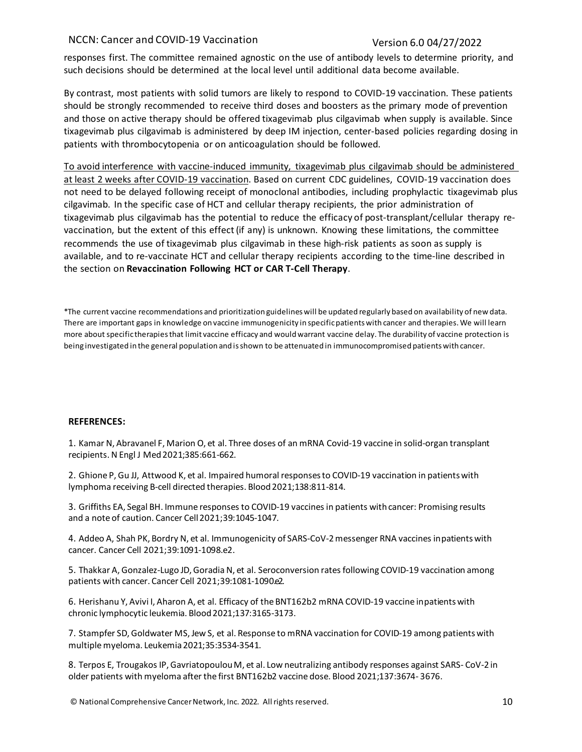responses first. The committee remained agnostic on the use of antibody levels to determine priority, and such decisions should be determined at the local level until additional data become available.

By contrast, most patients with solid tumors are likely to respond to COVID-19 vaccination. These patients should be strongly recommended to receive third doses and boosters as the primary mode of prevention and those on active therapy should be offered tixagevimab plus cilgavimab when supply is available. Since tixagevimab plus cilgavimab is administered by deep IM injection, center-based policies regarding dosing in patients with thrombocytopenia or on anticoagulation should be followed.

<u>To avoid interference with vaccine-induced immunity, tixagevimab plus cilgavimab should be administered at least 2 weeks after COVID-19 vaccination</u>. Based on current CDC guidelines, COVID-19 vaccination does not need to be delayed following receipt of monoclonal antibodies, including prophylactic tixagevimab plus cilgavimab. In the specific case of HCT and cellular therapy recipients, the prior administration of tixagevimab plus cilgavimab has the potential to reduce the efficacy of post-transplant/cellular therapy re-vaccination, but the extent of this effect (if any) is unknown. Knowing these limitations, the committee recommends the use of tixagevimab plus cilgavimab in these high-risk patients as soon as supply is available, and to re-vaccinate HCT and cellular therapy recipients according to the time-line described in the section on **Revaccination Following HCT or CAR T-Cell Therapy**.

*The current vaccine recommendations and prioritization guidelines will be updated regularly based on availability of new data. There are important gaps in knowledge on vaccine immunogenicity in specific patients with cancer and therapies. We will learn more about specific therapies that limit vaccine efficacy and would warrant vaccine delay. The durability of vaccine protection is being investigated in the general population and is shown to be attenuated in immunocompromised patients with cancer.

**REFERENCES:**

1. Kamar N, Abravanel F, Marion O, et al. Three doses of an mRNA Covid-19 vaccine in solid-organ transplant recipients. N Engl J Med 2021;385:661-662.

2. Ghione P, Gu JJ, Attwood K, et al. Impaired humoral responses to COVID-19 vaccination in patients with lymphoma receiving B-cell directed therapies. Blood 2021;138:811-814.

3. Griffiths EA, Segal BH. Immune responses to COVID-19 vaccines in patients with cancer: Promising results and a note of caution. Cancer Cell 2021;39:1045-1047.

4. Addeo A, Shah PK, Bordry N, et al. Immunogenicity of SARS-CoV-2 messenger RNA vaccines in patients with cancer. Cancer Cell 2021;39:1091-1098.e2.

5. Thakkar A, Gonzalez-Lugo JD, Goradia N, et al. Seroconversion rates following COVID-19 vaccination among patients with cancer. Cancer Cell 2021;39:1081-1090.e2.

6. Herishanu Y, Avivi I, Aharon A, et al. Efficacy of the BNT162b2 mRNA COVID-19 vaccine in patients with chronic lymphocytic leukemia. Blood 2021;137:3165-3173.

7. Stampfer SD, Goldwater MS, Jew S, et al. Response to mRNA vaccination for COVID-19 among patients with multiple myeloma. Leukemia 2021;35:3534-3541.

8. Terpos E, Trougakos IP, Gavriatopoulou M, et al. Low neutralizing antibody responses against SARS- CoV-2 in older patients with myeloma after the first BNT162b2 vaccine dose. Blood 2021;137:3674- 3676.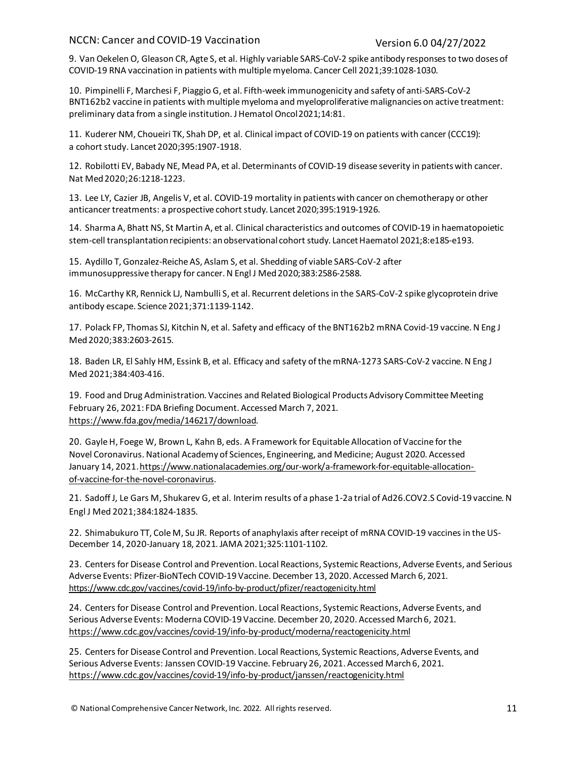9. Van Oekelen O, Gleason CR, Agte S, et al. Highly variable SARS-CoV-2 spike antibody responses to two doses of COVID-19 RNA vaccination in patients with multiple myeloma. Cancer Cell 2021;39:1028-1030.

10. Pimpinelli F, Marchesi F, Piaggio G, et al. Fifth-week immunogenicity and safety of anti-SARS-CoV-2 BNT162b2 vaccine in patients with multiple myeloma and myeloproliferative malignancies on active treatment: preliminary data from a single institution. J Hematol Oncol 2021;14:81.

11. Kuderer NM, Choueiri TK, Shah DP, et al. Clinical impact of COVID-19 on patients with cancer (CCC19): a cohort study. Lancet 2020;395:1907-1918.

12. Robilotti EV, Babady NE, Mead PA, et al. Determinants of COVID-19 disease severity in patients with cancer. Nat Med 2020;26:1218-1223.

13. Lee LY, Cazier JB, Angelis V, et al. COVID-19 mortality in patients with cancer on chemotherapy or other anticancer treatments: a prospective cohort study. Lancet 2020;395:1919-1926.

14. Sharma A, Bhatt NS, St Martin A, et al. Clinical characteristics and outcomes of COVID-19 in haematopoietic stem-cell transplantation recipients: an observational cohort study. Lancet Haematol 2021;8:e185-e193.

15. Aydillo T, Gonzalez-Reiche AS, Aslam S, et al. Shedding of viable SARS-CoV-2 after immunosuppressive therapy for cancer. N Engl J Med 2020;383:2586-2588.

16. McCarthy KR, Rennick LJ, Nambulli S, et al. Recurrent deletions in the SARS-CoV-2 spike glycoprotein drive antibody escape. Science 2021;371:1139-1142.

17. Polack FP, Thomas SJ, Kitchin N, et al. Safety and efficacy of the BNT162b2 mRNA Covid-19 vaccine. N Eng J Med 2020;383:2603-2615.

18. Baden LR, El Sahly HM, Essink B, et al. Efficacy and safety of the mRNA-1273 SARS-CoV-2 vaccine. N Eng J Med 2021;384:403-416.

19. Food and Drug Administration. Vaccines and Related Biological Products Advisory Committee Meeting February 26, 2021: FDA Briefing Document. Accessed March 7, 2021. https://www.fda.gov/media/146217/download.

20. Gayle H, Foege W, Brown L, Kahn B, eds. A Framework for Equitable Allocation of Vaccine for the Novel Coronavirus. National Academy of Sciences, Engineering, and Medicine; August 2020. Accessed January 14, 2021. https://www.nationalacademies.org/our-work/a-framework-for-equitable-allocation-of-vaccine-for-the-novel-coronavirus.

21. Sadoff J, Le Gars M, Shukarev G, et al. Interim results of a phase 1-2a trial of Ad26.COV2.S Covid-19 vaccine. N Engl J Med 2021;384:1824-1835.

22. Shimabukuro TT, Cole M, Su JR. Reports of anaphylaxis after receipt of mRNA COVID-19 vaccines in the US-December 14, 2020-January 18, 2021. JAMA 2021;325:1101-1102.

23. Centers for Disease Control and Prevention. Local Reactions, Systemic Reactions, Adverse Events, and Serious Adverse Events: Pfizer-BioNTech COVID-19 Vaccine. December 13, 2020. Accessed March 6, 2021. https://www.cdc.gov/vaccines/covid-19/info-by-product/pfizer/reactogenicity.html

24. Centers for Disease Control and Prevention. Local Reactions, Systemic Reactions, Adverse Events, and Serious Adverse Events: Moderna COVID-19 Vaccine. December 20, 2020. Accessed March 6, 2021. https://www.cdc.gov/vaccines/covid-19/info-by-product/moderna/reactogenicity.html

25. Centers for Disease Control and Prevention. Local Reactions, Systemic Reactions, Adverse Events, and Serious Adverse Events: Janssen COVID-19 Vaccine. February 26, 2021. Accessed March 6, 2021. https://www.cdc.gov/vaccines/covid-19/info-by-product/janssen/reactogenicity.html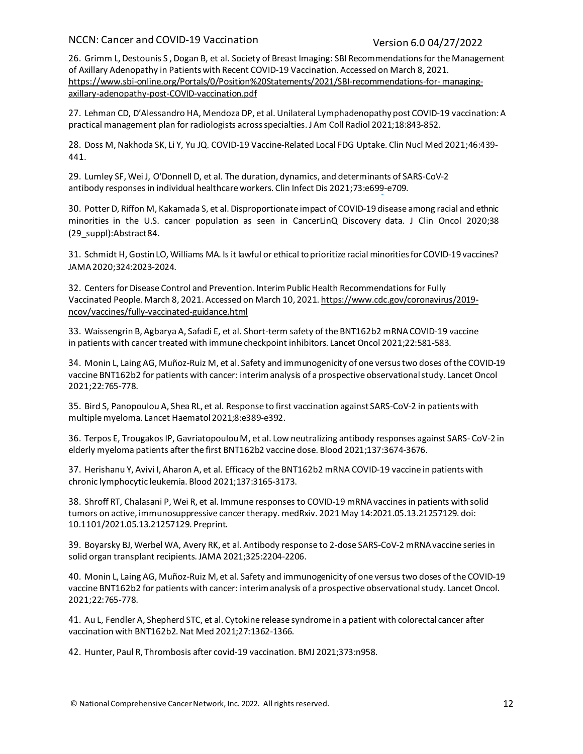26. Grimm L, Destounis S , Dogan B, et al. Society of Breast Imaging: SBI Recommendations for the Management of Axillary Adenopathy in Patients with Recent COVID-19 Vaccination. Accessed on March 8, 2021. https://www.sbi-online.org/Portals/0/Position%20Statements/2021/SBI-recommendations-for- managing-axillary-adenopathy-post-COVID-vaccination.pdf

27. Lehman CD, D'Alessandro HA, Mendoza DP, et al. Unilateral Lymphadenopathy post COVID-19 vaccination: A practical management plan for radiologists across specialties. J Am Coll Radiol 2021;18:843-852.

28. Doss M, Nakhoda SK, Li Y, Yu JQ. COVID-19 Vaccine-Related Local FDG Uptake. Clin Nucl Med 2021;46:439-441.

29. Lumley SF, Wei J, O'Donnell D, et al. The duration, dynamics, and determinants of SARS-CoV-2 antibody responses in individual healthcare workers. Clin Infect Dis 2021;73:e699-e709.

30. Potter D, Riffon M, Kakamada S, et al. Disproportionate impact of COVID-19 disease among racial and ethnic minorities in the U.S. cancer population as seen in CancerLinQ Discovery data. J Clin Oncol 2020;38 (29_suppl):Abstract 84.

31. Schmidt H, Gostin LO, Williams MA. Is it lawful or ethical to prioritize racial minorities for COVID-19 vaccines? JAMA 2020;324:2023-2024.

32. Centers for Disease Control and Prevention. Interim Public Health Recommendations for Fully Vaccinated People. March 8, 2021. Accessed on March 10, 2021. https://www.cdc.gov/coronavirus/2019-ncov/vaccines/fully-vaccinated-guidance.html

33. Waissengrin B, Agbarya A, Safadi E, et al. Short-term safety of the BNT162b2 mRNA COVID-19 vaccine in patients with cancer treated with immune checkpoint inhibitors. Lancet Oncol 2021;22:581-583.

34. Monin L, Laing AG, Muñoz-Ruiz M, et al. Safety and immunogenicity of one versus two doses of the COVID-19 vaccine BNT162b2 for patients with cancer: interim analysis of a prospective observational study. Lancet Oncol 2021;22:765-778.

35. Bird S, Panopoulou A, Shea RL, et al. Response to first vaccination against SARS-CoV-2 in patients with multiple myeloma. Lancet Haematol 2021;8:e389-e392.

36. Terpos E, Trougakos IP, Gavriatopoulou M, et al. Low neutralizing antibody responses against SARS- CoV-2 in elderly myeloma patients after the first BNT162b2 vaccine dose. Blood 2021;137:3674-3676.

37. Herishanu Y, Avivi I, Aharon A, et al. Efficacy of the BNT162b2 mRNA COVID-19 vaccine in patients with chronic lymphocytic leukemia. Blood 2021;137:3165-3173.

38. Shroff RT, Chalasani P, Wei R, et al. Immune responses to COVID-19 mRNA vaccines in patients with solid tumors on active, immunosuppressive cancer therapy. medRxiv. 2021 May 14:2021.05.13.21257129. doi: 10.1101/2021.05.13.21257129. Preprint.

39. Boyarsky BJ, Werbel WA, Avery RK, et al. Antibody response to 2-dose SARS-CoV-2 mRNA vaccine series in solid organ transplant recipients. JAMA 2021;325:2204-2206.

40. Monin L, Laing AG, Muñoz-Ruiz M, et al. Safety and immunogenicity of one versus two doses of the COVID-19 vaccine BNT162b2 for patients with cancer: interim analysis of a prospective observational study. Lancet Oncol. 2021;22:765-778.

41. Au L, Fendler A, Shepherd STC, et al. Cytokine release syndrome in a patient with colorectal cancer after vaccination with BNT162b2. Nat Med 2021;27:1362-1366.

42. Hunter, Paul R, Thrombosis after covid-19 vaccination. BMJ 2021;373:n958.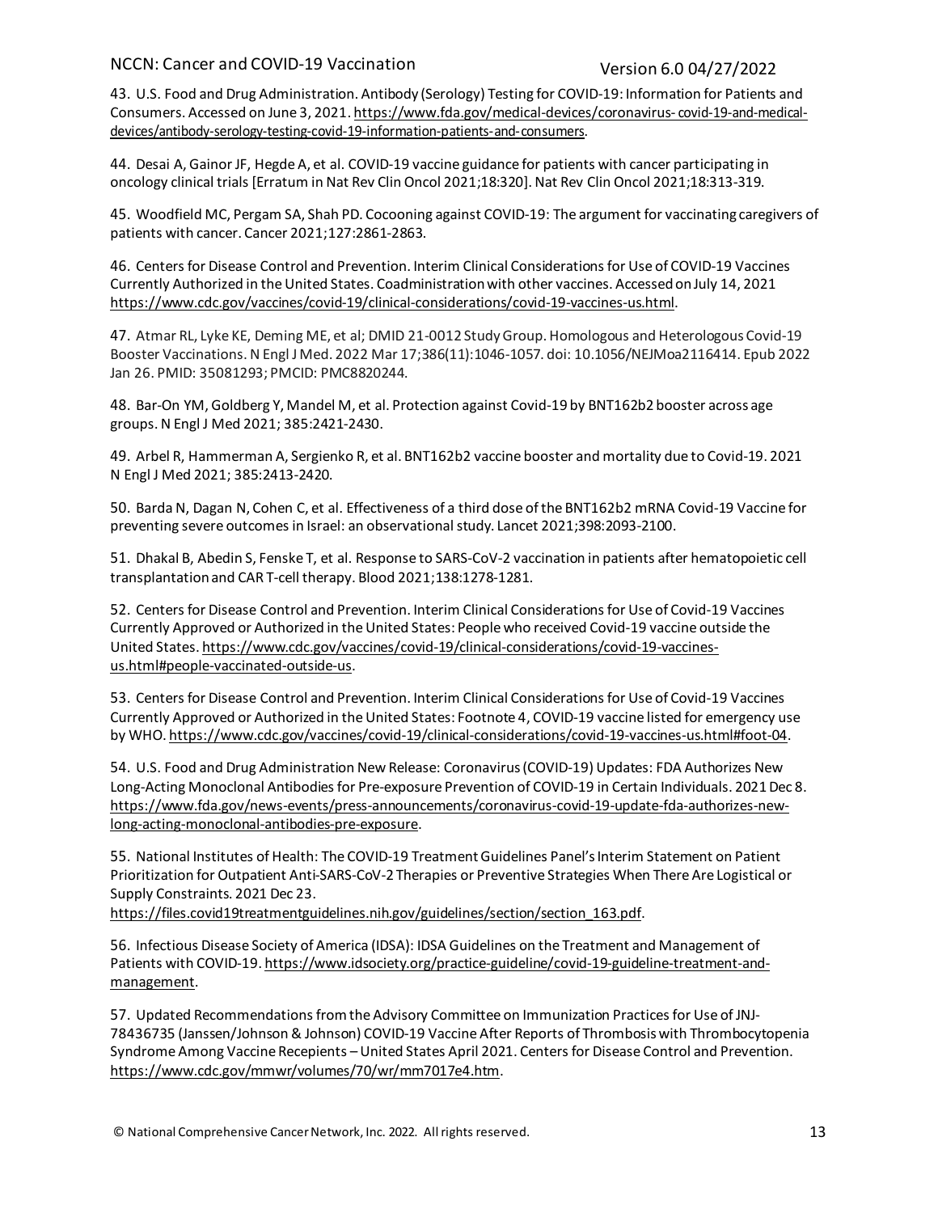43. U.S. Food and Drug Administration. Antibody (Serology) Testing for COVID-19: Information for Patients and Consumers. Accessed on June 3, 2021. https://www.fda.gov/medical-devices/coronavirus- covid-19-and-medical-devices/antibody-serology-testing-covid-19-information-patients-and-consumers.

44. Desai A, Gainor JF, Hegde A, et al. COVID-19 vaccine guidance for patients with cancer participating in oncology clinical trials [Erratum in Nat Rev Clin Oncol 2021;18:320]. Nat Rev Clin Oncol 2021;18:313-319.

45. Woodfield MC, Pergam SA, Shah PD. Cocooning against COVID-19: The argument for vaccinating caregivers of patients with cancer. Cancer 2021;127:2861-2863.

46. Centers for Disease Control and Prevention. Interim Clinical Considerations for Use of COVID-19 Vaccines Currently Authorized in the United States. Coadministration with other vaccines. Accessed on July 14, 2021 https://www.cdc.gov/vaccines/covid-19/clinical-considerations/covid-19-vaccines-us.html.

47. Atmar RL, Lyke KE, Deming ME, et al; DMID 21-0012 Study Group. Homologous and Heterologous Covid-19 Booster Vaccinations. N Engl J Med. 2022 Mar 17;386(11):1046-1057. doi: 10.1056/NEJMoa2116414. Epub 2022 Jan 26. PMID: 35081293; PMCID: PMC8820244.

48. Bar-On YM, Goldberg Y, Mandel M, et al. Protection against Covid-19 by BNT162b2 booster across age groups. N Engl J Med 2021; 385:2421-2430.

49. Arbel R, Hammerman A, Sergienko R, et al. BNT162b2 vaccine booster and mortality due to Covid-19. 2021 N Engl J Med 2021; 385:2413-2420.

50. Barda N, Dagan N, Cohen C, et al. Effectiveness of a third dose of the BNT162b2 mRNA Covid-19 Vaccine for preventing severe outcomes in Israel: an observational study. Lancet 2021;398:2093-2100.

51. Dhakal B, Abedin S, Fenske T, et al. Response to SARS-CoV-2 vaccination in patients after hematopoietic cell transplantation and CAR T-cell therapy. Blood 2021;138:1278-1281.

52. Centers for Disease Control and Prevention. Interim Clinical Considerations for Use of Covid-19 Vaccines Currently Approved or Authorized in the United States: People who received Covid-19 vaccine outside the United States. https://www.cdc.gov/vaccines/covid-19/clinical-considerations/covid-19-vaccines-us.html#people-vaccinated-outside-us.

53. Centers for Disease Control and Prevention. Interim Clinical Considerations for Use of Covid-19 Vaccines Currently Approved or Authorized in the United States: Footnote 4, COVID-19 vaccine listed for emergency use by WHO. https://www.cdc.gov/vaccines/covid-19/clinical-considerations/covid-19-vaccines-us.html#foot-04.

54. U.S. Food and Drug Administration New Release: Coronavirus (COVID-19) Updates: FDA Authorizes New Long-Acting Monoclonal Antibodies for Pre-exposure Prevention of COVID-19 in Certain Individuals. 2021 Dec 8. https://www.fda.gov/news-events/press-announcements/coronavirus-covid-19-update-fda-authorizes-new-long-acting-monoclonal-antibodies-pre-exposure.

55. National Institutes of Health: The COVID-19 Treatment Guidelines Panel's Interim Statement on Patient Prioritization for Outpatient Anti-SARS-CoV-2 Therapies or Preventive Strategies When There Are Logistical or Supply Constraints. 2021 Dec 23. https://files.covid19treatmentguidelines.nih.gov/guidelines/section/section_163.pdf.

56. Infectious Disease Society of America (IDSA): IDSA Guidelines on the Treatment and Management of Patients with COVID-19. https://www.idsociety.org/practice-guideline/covid-19-guideline-treatment-and-management.

57. Updated Recommendations from the Advisory Committee on Immunization Practices for Use of JNJ-78436735 (Janssen/Johnson & Johnson) COVID-19 Vaccine After Reports of Thrombosis with Thrombocytopenia Syndrome Among Vaccine Recepients – United States April 2021. Centers for Disease Control and Prevention. https://www.cdc.gov/mmwr/volumes/70/wr/mm7017e4.htm.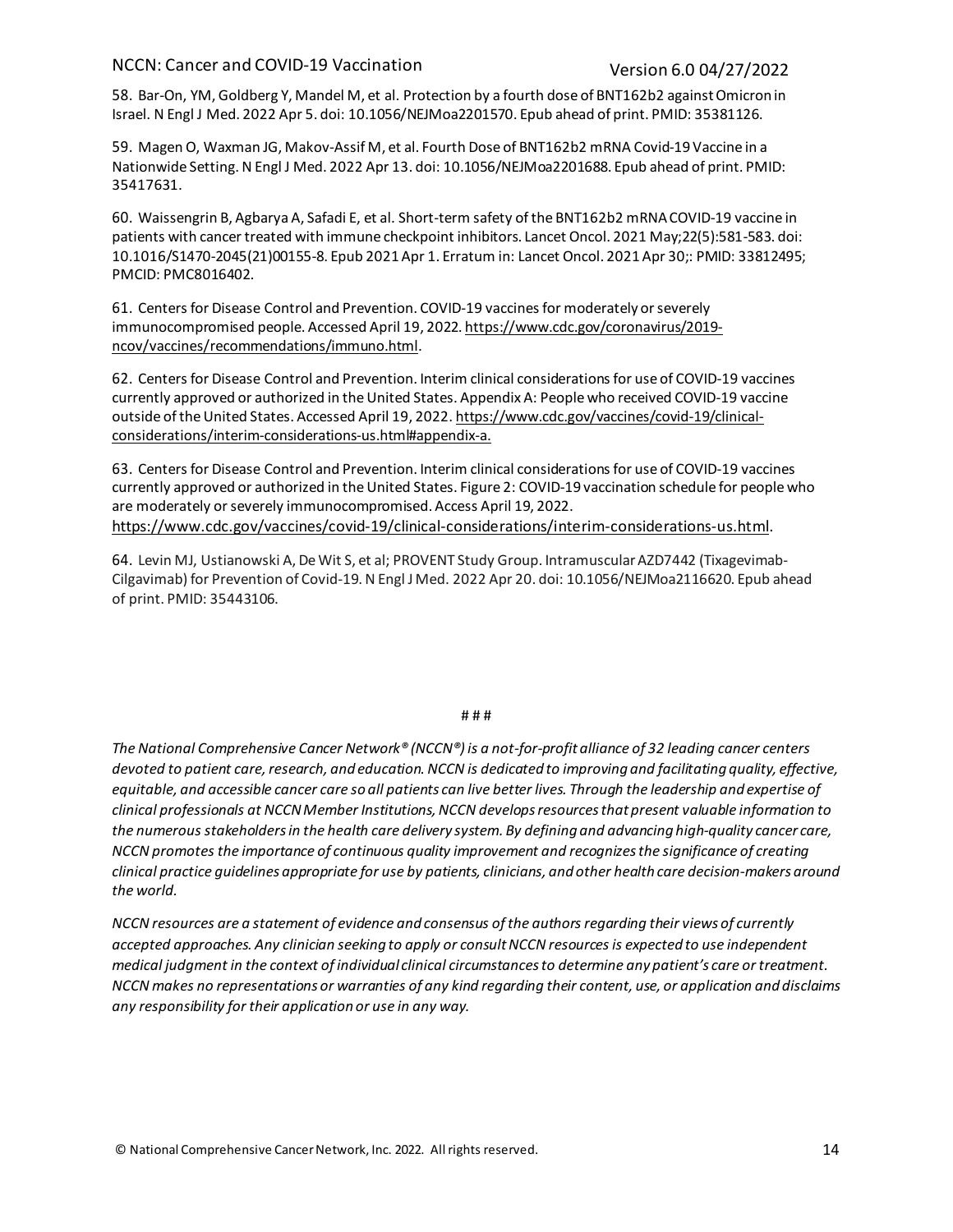58. Bar-On, YM, Goldberg Y, Mandel M, et al. Protection by a fourth dose of BNT162b2 against Omicron in Israel. N Engl J Med. 2022 Apr 5. doi: 10.1056/NEJMoa2201570. Epub ahead of print. PMID: 35381126.

59. Magen O, Waxman JG, Makov-Assif M, et al. Fourth Dose of BNT162b2 mRNA Covid-19 Vaccine in a Nationwide Setting. N Engl J Med. 2022 Apr 13. doi: 10.1056/NEJMoa2201688. Epub ahead of print. PMID: 35417631.

60. Waissengrin B, Agbarya A, Safadi E, et al. Short-term safety of the BNT162b2 mRNA COVID-19 vaccine in patients with cancer treated with immune checkpoint inhibitors. Lancet Oncol. 2021 May;22(5):581-583. doi: 10.1016/S1470-2045(21)00155-8. Epub 2021 Apr 1. Erratum in: Lancet Oncol. 2021 Apr 30;: PMID: 33812495; PMCID: PMC8016402.

61. Centers for Disease Control and Prevention. COVID-19 vaccines for moderately or severely immunocompromised people. Accessed April 19, 2022. https://www.cdc.gov/coronavirus/2019-ncov/vaccines/recommendations/immuno.html.

62. Centers for Disease Control and Prevention. Interim clinical considerations for use of COVID-19 vaccines currently approved or authorized in the United States. Appendix A: People who received COVID-19 vaccine outside of the United States. Accessed April 19, 2022. https://www.cdc.gov/vaccines/covid-19/clinical-considerations/interim-considerations-us.html#appendix-a.

63. Centers for Disease Control and Prevention. Interim clinical considerations for use of COVID-19 vaccines currently approved or authorized in the United States. Figure 2: COVID-19 vaccination schedule for people who are moderately or severely immunocompromised. Access April 19, 2022. https://www.cdc.gov/vaccines/covid-19/clinical-considerations/interim-considerations-us.html.

64. Levin MJ, Ustianowski A, De Wit S, et al; PROVENT Study Group. Intramuscular AZD7442 (Tixagevimab-Cilgavimab) for Prevention of Covid-19. N Engl J Med. 2022 Apr 20. doi: 10.1056/NEJMoa2116620. Epub ahead of print. PMID: 35443106.

# # #

*The National Comprehensive Cancer Network® (NCCN®) is a not-for-profit alliance of 32 leading cancer centers devoted to patient care, research, and education. NCCN is dedicated to improving and facilitating quality, effective, equitable, and accessible cancer care so all patients can live better lives. Through the leadership and expertise of clinical professionals at NCCN Member Institutions, NCCN develops resources that present valuable information to the numerous stakeholders in the health care delivery system. By defining and advancing high-quality cancer care, NCCN promotes the importance of continuous quality improvement and recognizes the significance of creating clinical practice guidelines appropriate for use by patients, clinicians, and other health care decision-makers around the world.*

*NCCN resources are a statement of evidence and consensus of the authors regarding their views of currently accepted approaches. Any clinician seeking to apply or consult NCCN resources is expected to use independent medical judgment in the context of individual clinical circumstances to determine any patient's care or treatment. NCCN makes no representations or warranties of any kind regarding their content, use, or application and disclaims any responsibility for their application or use in any way.*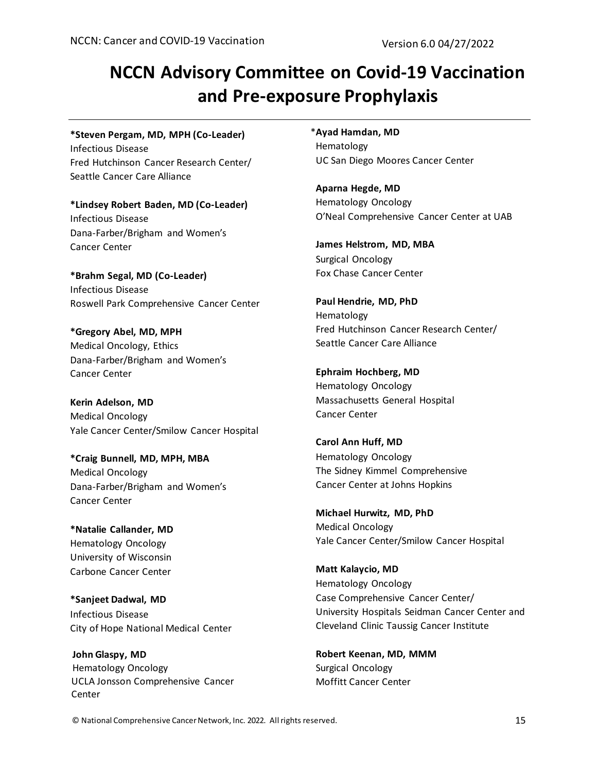# NCCN Advisory Committee on Covid-19 Vaccination and Pre-exposure Prophylaxis

**\*Steven Pergam, MD, MPH (Co-Leader)**
Infectious Disease
Fred Hutchinson Cancer Research Center/
Seattle Cancer Care Alliance

**\*Lindsey Robert Baden, MD (Co-Leader)**
Infectious Disease
Dana-Farber/Brigham and Women's
Cancer Center

**\*Brahm Segal, MD (Co-Leader)**
Infectious Disease
Roswell Park Comprehensive Cancer Center

**\*Gregory Abel, MD, MPH**
Medical Oncology, Ethics
Dana-Farber/Brigham and Women's
Cancer Center

**Kerin Adelson, MD**
Medical Oncology
Yale Cancer Center/Smilow Cancer Hospital

**\*Craig Bunnell, MD, MPH, MBA**
Medical Oncology
Dana-Farber/Brigham and Women's
Cancer Center

**\*Natalie Callander, MD**
Hematology Oncology
University of Wisconsin
Carbone Cancer Center

**\*Sanjeet Dadwal, MD**
Infectious Disease
City of Hope National Medical Center

**John Glaspy, MD**
Hematology Oncology
UCLA Jonsson Comprehensive Cancer
Center

\***Ayad Hamdan, MD**
Hematology
UC San Diego Moores Cancer Center

**Aparna Hegde, MD**
Hematology Oncology
O'Neal Comprehensive Cancer Center at UAB

**James Helstrom, MD, MBA**
Surgical Oncology
Fox Chase Cancer Center

**Paul Hendrie, MD, PhD**
Hematology
Fred Hutchinson Cancer Research Center/
Seattle Cancer Care Alliance

**Ephraim Hochberg, MD**
Hematology Oncology
Massachusetts General Hospital
Cancer Center

**Carol Ann Huff, MD**
Hematology Oncology
The Sidney Kimmel Comprehensive
Cancer Center at Johns Hopkins

**Michael Hurwitz, MD, PhD**
Medical Oncology
Yale Cancer Center/Smilow Cancer Hospital

**Matt Kalaycio, MD**
Hematology Oncology
Case Comprehensive Cancer Center/
University Hospitals Seidman Cancer Center and
Cleveland Clinic Taussig Cancer Institute

**Robert Keenan, MD, MMM**
Surgical Oncology
Moffitt Cancer Center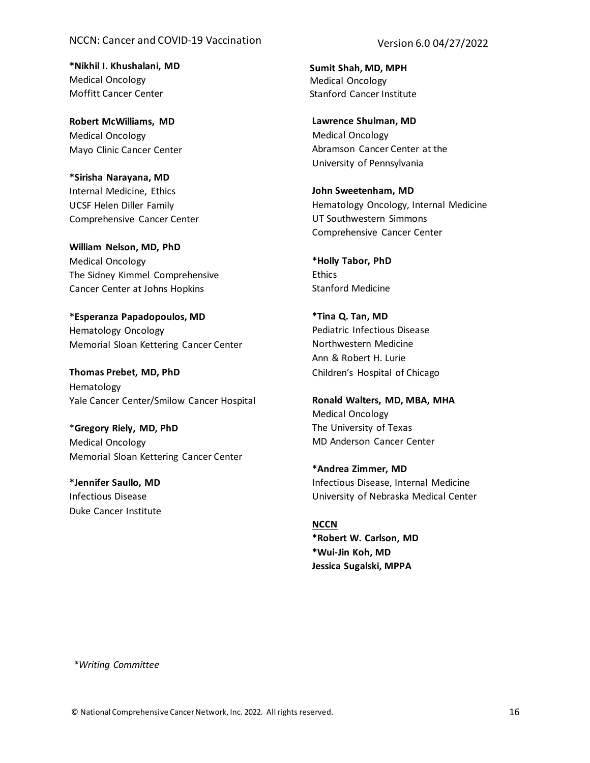**\*Nikhil I. Khushalani, MD**
Medical Oncology
Moffitt Cancer Center

**Robert McWilliams, MD**
Medical Oncology
Mayo Clinic Cancer Center

**\*Sirisha Narayana, MD**
Internal Medicine, Ethics
UCSF Helen Diller Family
Comprehensive Cancer Center

**William Nelson, MD, PhD**
Medical Oncology
The Sidney Kimmel Comprehensive
Cancer Center at Johns Hopkins

**\*Esperanza Papadopoulos, MD**
Hematology Oncology
Memorial Sloan Kettering Cancer Center

**Thomas Prebet, MD, PhD**
Hematology
Yale Cancer Center/Smilow Cancer Hospital

\***Gregory Riely, MD, PhD**
Medical Oncology
Memorial Sloan Kettering Cancer Center

**\*Jennifer Saullo, MD**
Infectious Disease
Duke Cancer Institute

**Sumit Shah, MD, MPH**
Medical Oncology
Stanford Cancer Institute

**Lawrence Shulman, MD**
Medical Oncology
Abramson Cancer Center at the
University of Pennsylvania

**John Sweetenham, MD**
Hematology Oncology, Internal Medicine
UT Southwestern Simmons
Comprehensive Cancer Center

**\*Holly Tabor, PhD**
Ethics
Stanford Medicine

**\*Tina Q. Tan, MD**
Pediatric Infectious Disease
Northwestern Medicine
Ann & Robert H. Lurie
Children's Hospital of Chicago

**Ronald Walters, MD, MBA, MHA**
Medical Oncology
The University of Texas
MD Anderson Cancer Center

**\*Andrea Zimmer, MD**
Infectious Disease, Internal Medicine
University of Nebraska Medical Center

**NCCN**
**\*Robert W. Carlson, MD**
**\*Wui-Jin Koh, MD**
**Jessica Sugalski, MPPA**

*\*Writing Committee*